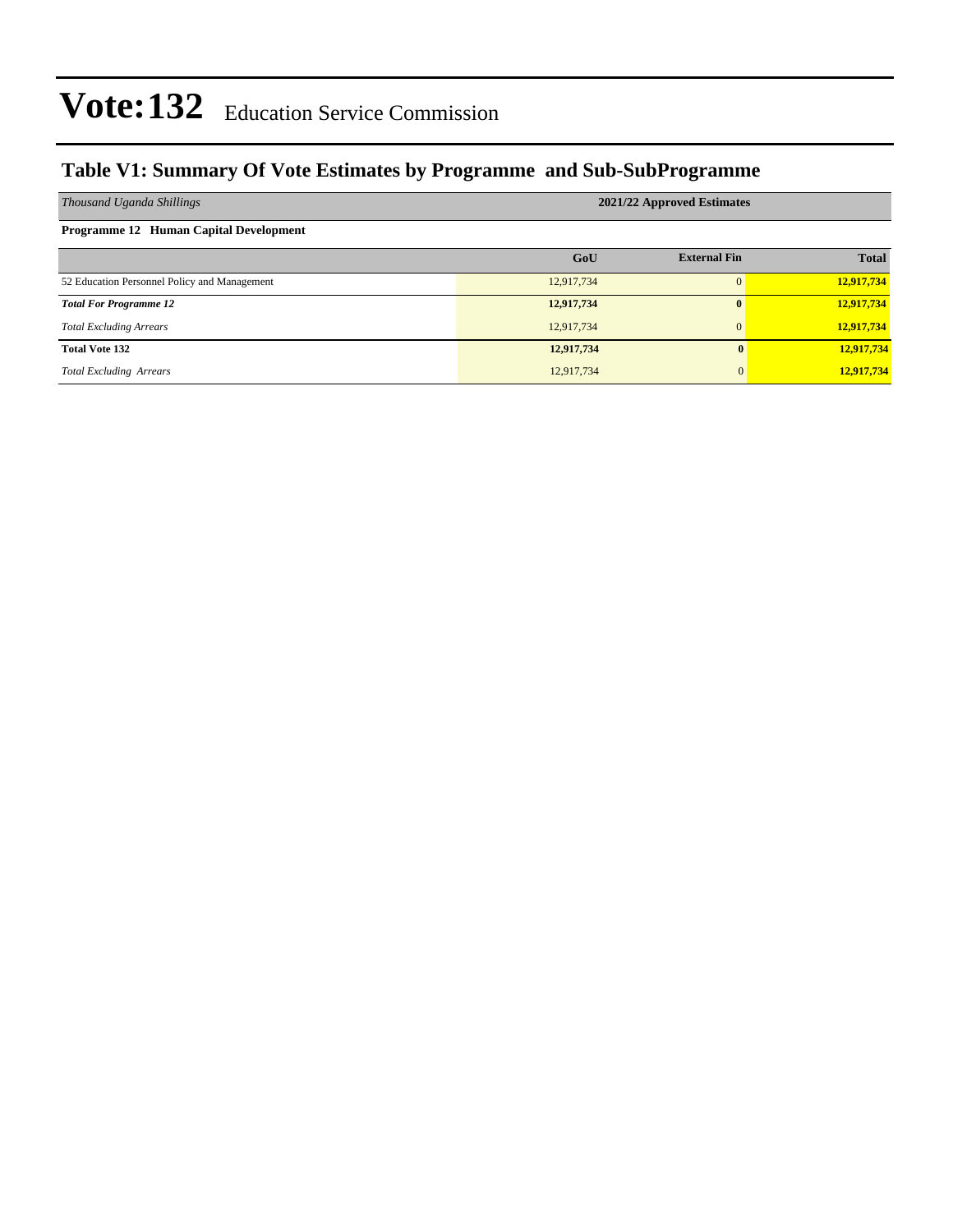# Vote:132 Education Service Commission

## Table V1: Summary Of Vote Estimates by Programme and Sub-SubProgramme

| *Thousand Uganda Shillings* | 2021/22 Approved Estimates | | |
|---|---|---|---|
| **Programme 12 Human Capital Development** | | | |
| | **GoU** | **External Fin** | **Total** |
| 52 Education Personnel Policy and Management | 12,917,734 | 0 | **12,917,734** |
| ***Total For Programme 12*** | **12,917,734** | **0** | **12,917,734** |
| *Total Excluding Arrears* | 12,917,734 | 0 | **12,917,734** |
| **Total Vote 132** | **12,917,734** | **0** | **12,917,734** |
| *Total Excluding Arrears* | 12,917,734 | 0 | **12,917,734** |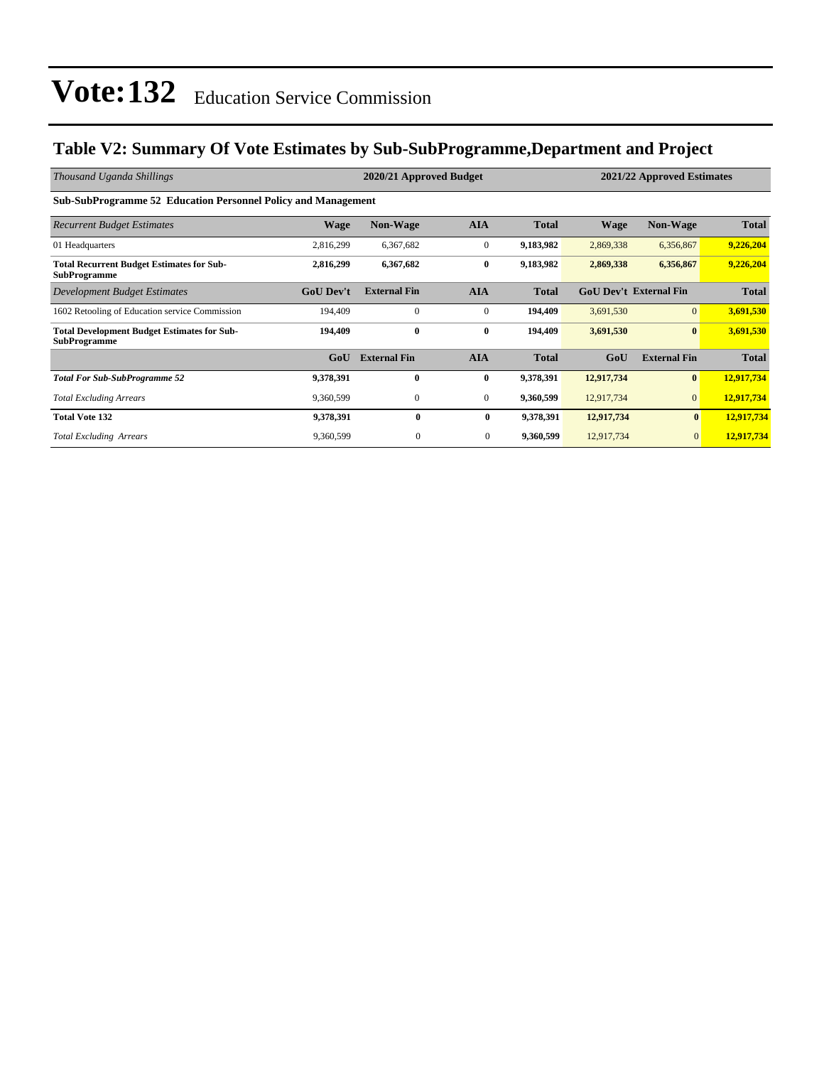# Vote:132 Education Service Commission

## Table V2: Summary Of Vote Estimates by Sub-SubProgramme,Department and Project

| *Thousand Uganda Shillings* | 2020/21 Approved Budget | | | | 2021/22 Approved Estimates | | |
|---|---|---|---|---|---|---|---|
| **Sub-SubProgramme 52 Education Personnel Policy and Management** | | | | | | | |
| *Recurrent Budget Estimates* | **Wage** | **Non-Wage** | **AIA** | **Total** | **Wage** | **Non-Wage** | **Total** |
| 01 Headquarters | 2,816,299 | 6,367,682 | 0 | **9,183,982** | 2,869,338 | 6,356,867 | **9,226,204** |
| **Total Recurrent Budget Estimates for Sub-SubProgramme** | **2,816,299** | **6,367,682** | **0** | **9,183,982** | **2,869,338** | **6,356,867** | **9,226,204** |
| *Development Budget Estimates* | **GoU Dev't** | **External Fin** | **AIA** | **Total** | **GoU Dev't** | **External Fin** | **Total** |
| 1602 Retooling of Education service Commission | 194,409 | 0 | 0 | **194,409** | 3,691,530 | 0 | **3,691,530** |
| **Total Development Budget Estimates for Sub-SubProgramme** | **194,409** | **0** | **0** | **194,409** | **3,691,530** | **0** | **3,691,530** |
| | **GoU** | **External Fin** | **AIA** | **Total** | **GoU** | **External Fin** | **Total** |
| ***Total For Sub-SubProgramme 52*** | **9,378,391** | **0** | **0** | **9,378,391** | **12,917,734** | **0** | **12,917,734** |
| *Total Excluding Arrears* | 9,360,599 | 0 | 0 | **9,360,599** | 12,917,734 | 0 | **12,917,734** |
| **Total Vote 132** | **9,378,391** | **0** | **0** | **9,378,391** | **12,917,734** | **0** | **12,917,734** |
| *Total Excluding Arrears* | 9,360,599 | 0 | 0 | **9,360,599** | 12,917,734 | 0 | **12,917,734** |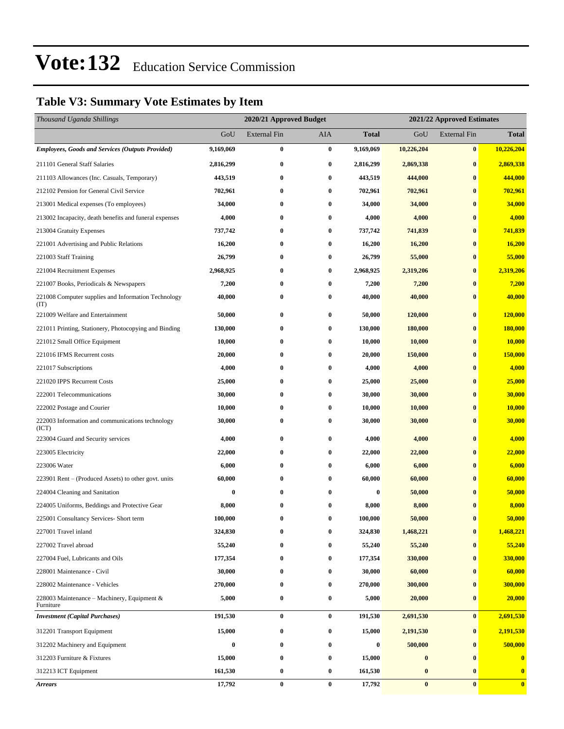# Vote:132 Education Service Commission

## Table V3: Summary Vote Estimates by Item

| *Thousand Uganda Shillings* | 2020/21 Approved Budget | | | | 2021/22 Approved Estimates | | |
|---|---|---|---|---|---|---|---|
| | GoU | External Fin | AIA | Total | GoU | External Fin | Total |
| ***Employees, Goods and Services (Outputs Provided)*** | **9,169,069** | **0** | **0** | **9,169,069** | **10,226,204** | **0** | **10,226,204** |
| 211101 General Staff Salaries | **2,816,299** | **0** | **0** | **2,816,299** | **2,869,338** | **0** | **2,869,338** |
| 211103 Allowances (Inc. Casuals, Temporary) | **443,519** | **0** | **0** | **443,519** | **444,000** | **0** | **444,000** |
| 212102 Pension for General Civil Service | **702,961** | **0** | **0** | **702,961** | **702,961** | **0** | **702,961** |
| 213001 Medical expenses (To employees) | **34,000** | **0** | **0** | **34,000** | **34,000** | **0** | **34,000** |
| 213002 Incapacity, death benefits and funeral expenses | **4,000** | **0** | **0** | **4,000** | **4,000** | **0** | **4,000** |
| 213004 Gratuity Expenses | **737,742** | **0** | **0** | **737,742** | **741,839** | **0** | **741,839** |
| 221001 Advertising and Public Relations | **16,200** | **0** | **0** | **16,200** | **16,200** | **0** | **16,200** |
| 221003 Staff Training | **26,799** | **0** | **0** | **26,799** | **55,000** | **0** | **55,000** |
| 221004 Recruitment Expenses | **2,968,925** | **0** | **0** | **2,968,925** | **2,319,206** | **0** | **2,319,206** |
| 221007 Books, Periodicals & Newspapers | **7,200** | **0** | **0** | **7,200** | **7,200** | **0** | **7,200** |
| 221008 Computer supplies and Information Technology (IT) | **40,000** | **0** | **0** | **40,000** | **40,000** | **0** | **40,000** |
| 221009 Welfare and Entertainment | **50,000** | **0** | **0** | **50,000** | **120,000** | **0** | **120,000** |
| 221011 Printing, Stationery, Photocopying and Binding | **130,000** | **0** | **0** | **130,000** | **180,000** | **0** | **180,000** |
| 221012 Small Office Equipment | **10,000** | **0** | **0** | **10,000** | **10,000** | **0** | **10,000** |
| 221016 IFMS Recurrent costs | **20,000** | **0** | **0** | **20,000** | **150,000** | **0** | **150,000** |
| 221017 Subscriptions | **4,000** | **0** | **0** | **4,000** | **4,000** | **0** | **4,000** |
| 221020 IPPS Recurrent Costs | **25,000** | **0** | **0** | **25,000** | **25,000** | **0** | **25,000** |
| 222001 Telecommunications | **30,000** | **0** | **0** | **30,000** | **30,000** | **0** | **30,000** |
| 222002 Postage and Courier | **10,000** | **0** | **0** | **10,000** | **10,000** | **0** | **10,000** |
| 222003 Information and communications technology (ICT) | **30,000** | **0** | **0** | **30,000** | **30,000** | **0** | **30,000** |
| 223004 Guard and Security services | **4,000** | **0** | **0** | **4,000** | **4,000** | **0** | **4,000** |
| 223005 Electricity | **22,000** | **0** | **0** | **22,000** | **22,000** | **0** | **22,000** |
| 223006 Water | **6,000** | **0** | **0** | **6,000** | **6,000** | **0** | **6,000** |
| 223901 Rent – (Produced Assets) to other govt. units | **60,000** | **0** | **0** | **60,000** | **60,000** | **0** | **60,000** |
| 224004 Cleaning and Sanitation | **0** | **0** | **0** | **0** | **50,000** | **0** | **50,000** |
| 224005 Uniforms, Beddings and Protective Gear | **8,000** | **0** | **0** | **8,000** | **8,000** | **0** | **8,000** |
| 225001 Consultancy Services- Short term | **100,000** | **0** | **0** | **100,000** | **50,000** | **0** | **50,000** |
| 227001 Travel inland | **324,830** | **0** | **0** | **324,830** | **1,468,221** | **0** | **1,468,221** |
| 227002 Travel abroad | **55,240** | **0** | **0** | **55,240** | **55,240** | **0** | **55,240** |
| 227004 Fuel, Lubricants and Oils | **177,354** | **0** | **0** | **177,354** | **330,000** | **0** | **330,000** |
| 228001 Maintenance - Civil | **30,000** | **0** | **0** | **30,000** | **60,000** | **0** | **60,000** |
| 228002 Maintenance - Vehicles | **270,000** | **0** | **0** | **270,000** | **300,000** | **0** | **300,000** |
| 228003 Maintenance – Machinery, Equipment & Furniture | **5,000** | **0** | **0** | **5,000** | **20,000** | **0** | **20,000** |
| ***Investment (Capital Purchases)*** | **191,530** | **0** | **0** | **191,530** | **2,691,530** | **0** | **2,691,530** |
| 312201 Transport Equipment | **15,000** | **0** | **0** | **15,000** | **2,191,530** | **0** | **2,191,530** |
| 312202 Machinery and Equipment | **0** | **0** | **0** | **0** | **500,000** | **0** | **500,000** |
| 312203 Furniture & Fixtures | **15,000** | **0** | **0** | **15,000** | **0** | **0** | **0** |
| 312213 ICT Equipment | **161,530** | **0** | **0** | **161,530** | **0** | **0** | **0** |
| ***Arrears*** | **17,792** | **0** | **0** | **17,792** | **0** | **0** | **0** |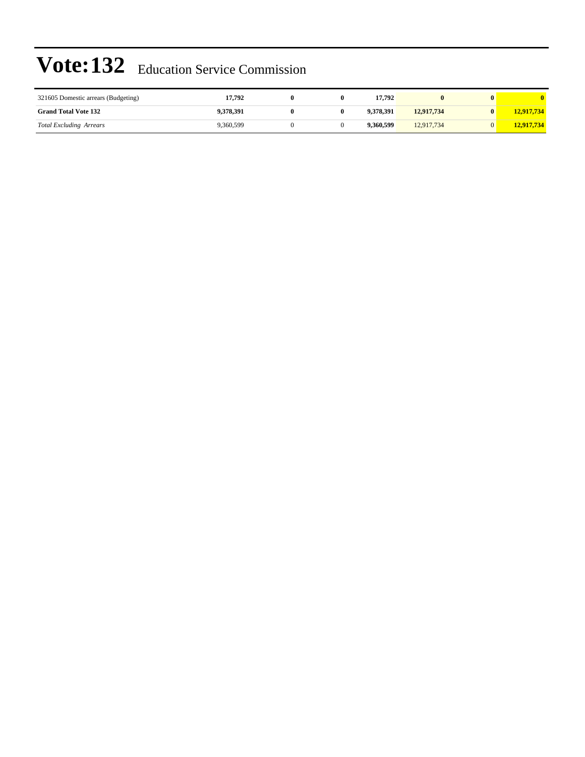# Vote:132 Education Service Commission

| | | | | | | | |
|---|---|---|---|---|---|---|---|
| 321605 Domestic arrears (Budgeting) | **17,792** | **0** | **0** | **17,792** | **0** | **0** | **0** |
| **Grand Total Vote 132** | **9,378,391** | **0** | **0** | **9,378,391** | **12,917,734** | **0** | **12,917,734** |
| *Total Excluding Arrears* | 9,360,599 | 0 | 0 | **9,360,599** | 12,917,734 | 0 | **12,917,734** |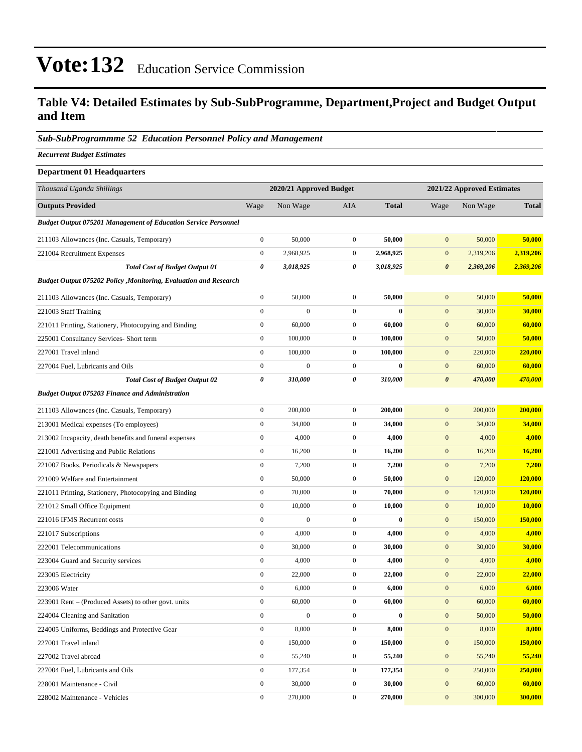# Vote:132 Education Service Commission

## Table V4: Detailed Estimates by Sub-SubProgramme, Department,Project and Budget Output and Item

### *Sub-SubProgrammme 52 Education Personnel Policy and Management*

*Recurrent Budget Estimates*

**Department 01 Headquarters**

| *Thousand Uganda Shillings* | 2020/21 Approved Budget | | | | 2021/22 Approved Estimates | | |
|---|---|---|---|---|---|---|---|
| **Outputs Provided** | Wage | Non Wage | AIA | **Total** | Wage | Non Wage | **Total** |
| ***Budget Output 075201 Management of Education Service Personnel*** | | | | | | | |
| 211103 Allowances (Inc. Casuals, Temporary) | 0 | 50,000 | 0 | **50,000** | 0 | 50,000 | **50,000** |
| 221004 Recruitment Expenses | 0 | 2,968,925 | 0 | **2,968,925** | 0 | 2,319,206 | **2,319,206** |
| ***Total Cost of Budget Output 01*** | ***0*** | ***3,018,925*** | ***0*** | ***3,018,925*** | ***0*** | ***2,369,206*** | ***2,369,206*** |
| ***Budget Output 075202 Policy ,Monitoring, Evaluation and Research*** | | | | | | | |
| 211103 Allowances (Inc. Casuals, Temporary) | 0 | 50,000 | 0 | **50,000** | 0 | 50,000 | **50,000** |
| 221003 Staff Training | 0 | 0 | 0 | **0** | 0 | 30,000 | **30,000** |
| 221011 Printing, Stationery, Photocopying and Binding | 0 | 60,000 | 0 | **60,000** | 0 | 60,000 | **60,000** |
| 225001 Consultancy Services- Short term | 0 | 100,000 | 0 | **100,000** | 0 | 50,000 | **50,000** |
| 227001 Travel inland | 0 | 100,000 | 0 | **100,000** | 0 | 220,000 | **220,000** |
| 227004 Fuel, Lubricants and Oils | 0 | 0 | 0 | **0** | 0 | 60,000 | **60,000** |
| ***Total Cost of Budget Output 02*** | ***0*** | ***310,000*** | ***0*** | ***310,000*** | ***0*** | ***470,000*** | ***470,000*** |
| ***Budget Output 075203 Finance and Administration*** | | | | | | | |
| 211103 Allowances (Inc. Casuals, Temporary) | 0 | 200,000 | 0 | **200,000** | 0 | 200,000 | **200,000** |
| 213001 Medical expenses (To employees) | 0 | 34,000 | 0 | **34,000** | 0 | 34,000 | **34,000** |
| 213002 Incapacity, death benefits and funeral expenses | 0 | 4,000 | 0 | **4,000** | 0 | 4,000 | **4,000** |
| 221001 Advertising and Public Relations | 0 | 16,200 | 0 | **16,200** | 0 | 16,200 | **16,200** |
| 221007 Books, Periodicals & Newspapers | 0 | 7,200 | 0 | **7,200** | 0 | 7,200 | **7,200** |
| 221009 Welfare and Entertainment | 0 | 50,000 | 0 | **50,000** | 0 | 120,000 | **120,000** |
| 221011 Printing, Stationery, Photocopying and Binding | 0 | 70,000 | 0 | **70,000** | 0 | 120,000 | **120,000** |
| 221012 Small Office Equipment | 0 | 10,000 | 0 | **10,000** | 0 | 10,000 | **10,000** |
| 221016 IFMS Recurrent costs | 0 | 0 | 0 | **0** | 0 | 150,000 | **150,000** |
| 221017 Subscriptions | 0 | 4,000 | 0 | **4,000** | 0 | 4,000 | **4,000** |
| 222001 Telecommunications | 0 | 30,000 | 0 | **30,000** | 0 | 30,000 | **30,000** |
| 223004 Guard and Security services | 0 | 4,000 | 0 | **4,000** | 0 | 4,000 | **4,000** |
| 223005 Electricity | 0 | 22,000 | 0 | **22,000** | 0 | 22,000 | **22,000** |
| 223006 Water | 0 | 6,000 | 0 | **6,000** | 0 | 6,000 | **6,000** |
| 223901 Rent – (Produced Assets) to other govt. units | 0 | 60,000 | 0 | **60,000** | 0 | 60,000 | **60,000** |
| 224004 Cleaning and Sanitation | 0 | 0 | 0 | **0** | 0 | 50,000 | **50,000** |
| 224005 Uniforms, Beddings and Protective Gear | 0 | 8,000 | 0 | **8,000** | 0 | 8,000 | **8,000** |
| 227001 Travel inland | 0 | 150,000 | 0 | **150,000** | 0 | 150,000 | **150,000** |
| 227002 Travel abroad | 0 | 55,240 | 0 | **55,240** | 0 | 55,240 | **55,240** |
| 227004 Fuel, Lubricants and Oils | 0 | 177,354 | 0 | **177,354** | 0 | 250,000 | **250,000** |
| 228001 Maintenance - Civil | 0 | 30,000 | 0 | **30,000** | 0 | 60,000 | **60,000** |
| 228002 Maintenance - Vehicles | 0 | 270,000 | 0 | **270,000** | 0 | 300,000 | **300,000** |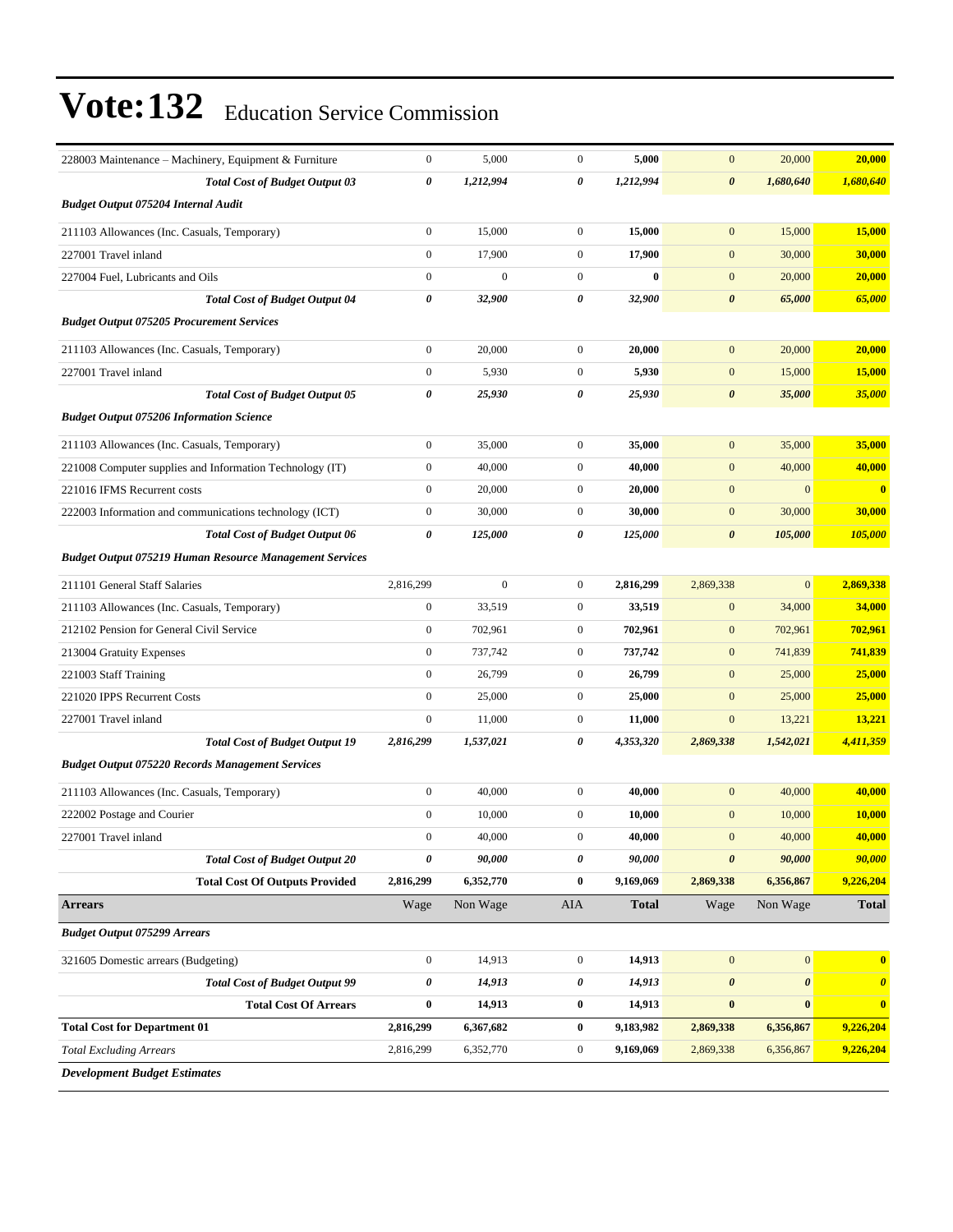# Vote:132 Education Service Commission

| | | | | | | | |
|---|---|---|---|---|---|---|---|
| 228003 Maintenance – Machinery, Equipment & Furniture | 0 | 5,000 | 0 | **5,000** | 0 | 20,000 | **20,000** |
| ***Total Cost of Budget Output 03*** | ***0*** | ***1,212,994*** | ***0*** | ***1,212,994*** | ***0*** | ***1,680,640*** | ***1,680,640*** |
| ***Budget Output 075204 Internal Audit*** | | | | | | | |
| 211103 Allowances (Inc. Casuals, Temporary) | 0 | 15,000 | 0 | **15,000** | 0 | 15,000 | **15,000** |
| 227001 Travel inland | 0 | 17,900 | 0 | **17,900** | 0 | 30,000 | **30,000** |
| 227004 Fuel, Lubricants and Oils | 0 | 0 | 0 | **0** | 0 | 20,000 | **20,000** |
| ***Total Cost of Budget Output 04*** | ***0*** | ***32,900*** | ***0*** | ***32,900*** | ***0*** | ***65,000*** | ***65,000*** |
| ***Budget Output 075205 Procurement Services*** | | | | | | | |
| 211103 Allowances (Inc. Casuals, Temporary) | 0 | 20,000 | 0 | **20,000** | 0 | 20,000 | **20,000** |
| 227001 Travel inland | 0 | 5,930 | 0 | **5,930** | 0 | 15,000 | **15,000** |
| ***Total Cost of Budget Output 05*** | ***0*** | ***25,930*** | ***0*** | ***25,930*** | ***0*** | ***35,000*** | ***35,000*** |
| ***Budget Output 075206 Information Science*** | | | | | | | |
| 211103 Allowances (Inc. Casuals, Temporary) | 0 | 35,000 | 0 | **35,000** | 0 | 35,000 | **35,000** |
| 221008 Computer supplies and Information Technology (IT) | 0 | 40,000 | 0 | **40,000** | 0 | 40,000 | **40,000** |
| 221016 IFMS Recurrent costs | 0 | 20,000 | 0 | **20,000** | 0 | 0 | **0** |
| 222003 Information and communications technology (ICT) | 0 | 30,000 | 0 | **30,000** | 0 | 30,000 | **30,000** |
| ***Total Cost of Budget Output 06*** | ***0*** | ***125,000*** | ***0*** | ***125,000*** | ***0*** | ***105,000*** | ***105,000*** |
| ***Budget Output 075219 Human Resource Management Services*** | | | | | | | |
| 211101 General Staff Salaries | 2,816,299 | 0 | 0 | **2,816,299** | 2,869,338 | 0 | **2,869,338** |
| 211103 Allowances (Inc. Casuals, Temporary) | 0 | 33,519 | 0 | **33,519** | 0 | 34,000 | **34,000** |
| 212102 Pension for General Civil Service | 0 | 702,961 | 0 | **702,961** | 0 | 702,961 | **702,961** |
| 213004 Gratuity Expenses | 0 | 737,742 | 0 | **737,742** | 0 | 741,839 | **741,839** |
| 221003 Staff Training | 0 | 26,799 | 0 | **26,799** | 0 | 25,000 | **25,000** |
| 221020 IPPS Recurrent Costs | 0 | 25,000 | 0 | **25,000** | 0 | 25,000 | **25,000** |
| 227001 Travel inland | 0 | 11,000 | 0 | **11,000** | 0 | 13,221 | **13,221** |
| ***Total Cost of Budget Output 19*** | ***2,816,299*** | ***1,537,021*** | ***0*** | ***4,353,320*** | ***2,869,338*** | ***1,542,021*** | ***4,411,359*** |
| ***Budget Output 075220 Records Management Services*** | | | | | | | |
| 211103 Allowances (Inc. Casuals, Temporary) | 0 | 40,000 | 0 | **40,000** | 0 | 40,000 | **40,000** |
| 222002 Postage and Courier | 0 | 10,000 | 0 | **10,000** | 0 | 10,000 | **10,000** |
| 227001 Travel inland | 0 | 40,000 | 0 | **40,000** | 0 | 40,000 | **40,000** |
| ***Total Cost of Budget Output 20*** | ***0*** | ***90,000*** | ***0*** | ***90,000*** | ***0*** | ***90,000*** | ***90,000*** |
| **Total Cost Of Outputs Provided** | **2,816,299** | **6,352,770** | **0** | **9,169,069** | **2,869,338** | **6,356,867** | **9,226,204** |
| **Arrears** | Wage | Non Wage | AIA | **Total** | Wage | Non Wage | **Total** |
| ***Budget Output 075299 Arrears*** | | | | | | | |
| 321605 Domestic arrears (Budgeting) | 0 | 14,913 | 0 | **14,913** | 0 | 0 | **0** |
| ***Total Cost of Budget Output 99*** | ***0*** | ***14,913*** | ***0*** | ***14,913*** | ***0*** | ***0*** | ***0*** |
| **Total Cost Of Arrears** | **0** | **14,913** | **0** | **14,913** | **0** | **0** | **0** |
| **Total Cost for Department 01** | **2,816,299** | **6,367,682** | **0** | **9,183,982** | **2,869,338** | **6,356,867** | **9,226,204** |
| *Total Excluding Arrears* | 2,816,299 | 6,352,770 | 0 | **9,169,069** | 2,869,338 | 6,356,867 | **9,226,204** |
| ***Development Budget Estimates*** | | | | | | | |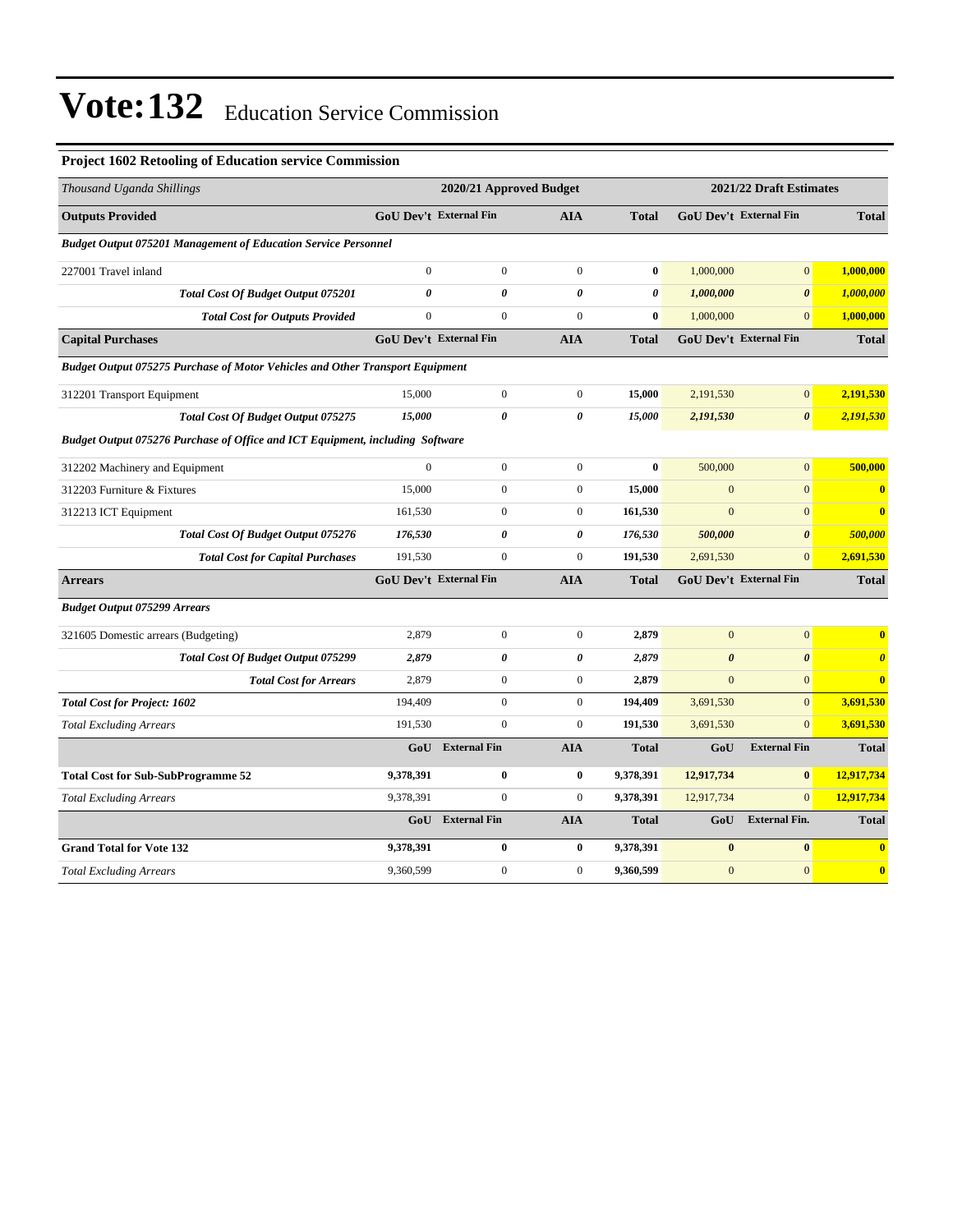# Vote:132 Education Service Commission

**Project 1602 Retooling of Education service Commission**

| *Thousand Uganda Shillings* | 2020/21 Approved Budget | | | | 2021/22 Draft Estimates | | |
|---|---|---|---|---|---|---|---|
| **Outputs Provided** | **GoU Dev't** | **External Fin** | **AIA** | **Total** | **GoU Dev't** | **External Fin** | **Total** |
| ***Budget Output 075201 Management of Education Service Personnel*** | | | | | | | |
| 227001 Travel inland | 0 | 0 | 0 | **0** | 1,000,000 | 0 | **1,000,000** |
| ***Total Cost Of Budget Output 075201*** | ***0*** | ***0*** | ***0*** | ***0*** | ***1,000,000*** | ***0*** | ***1,000,000*** |
| ***Total Cost for Outputs Provided*** | 0 | 0 | 0 | **0** | 1,000,000 | 0 | **1,000,000** |
| **Capital Purchases** | **GoU Dev't** | **External Fin** | **AIA** | **Total** | **GoU Dev't** | **External Fin** | **Total** |
| ***Budget Output 075275 Purchase of Motor Vehicles and Other Transport Equipment*** | | | | | | | |
| 312201 Transport Equipment | 15,000 | 0 | 0 | **15,000** | 2,191,530 | 0 | **2,191,530** |
| ***Total Cost Of Budget Output 075275*** | ***15,000*** | ***0*** | ***0*** | ***15,000*** | ***2,191,530*** | ***0*** | ***2,191,530*** |
| ***Budget Output 075276 Purchase of Office and ICT Equipment, including Software*** | | | | | | | |
| 312202 Machinery and Equipment | 0 | 0 | 0 | **0** | 500,000 | 0 | **500,000** |
| 312203 Furniture & Fixtures | 15,000 | 0 | 0 | **15,000** | 0 | 0 | **0** |
| 312213 ICT Equipment | 161,530 | 0 | 0 | **161,530** | 0 | 0 | **0** |
| ***Total Cost Of Budget Output 075276*** | ***176,530*** | ***0*** | ***0*** | ***176,530*** | ***500,000*** | ***0*** | ***500,000*** |
| ***Total Cost for Capital Purchases*** | 191,530 | 0 | 0 | **191,530** | 2,691,530 | 0 | **2,691,530** |
| **Arrears** | **GoU Dev't** | **External Fin** | **AIA** | **Total** | **GoU Dev't** | **External Fin** | **Total** |
| ***Budget Output 075299 Arrears*** | | | | | | | |
| 321605 Domestic arrears (Budgeting) | 2,879 | 0 | 0 | **2,879** | 0 | 0 | **0** |
| ***Total Cost Of Budget Output 075299*** | ***2,879*** | ***0*** | ***0*** | ***2,879*** | ***0*** | ***0*** | ***0*** |
| ***Total Cost for Arrears*** | 2,879 | 0 | 0 | **2,879** | 0 | 0 | **0** |
| ***Total Cost for Project: 1602*** | 194,409 | 0 | 0 | **194,409** | 3,691,530 | 0 | **3,691,530** |
| *Total Excluding Arrears* | 191,530 | 0 | 0 | **191,530** | 3,691,530 | 0 | **3,691,530** |
| | **GoU** | **External Fin** | **AIA** | **Total** | **GoU** | **External Fin** | **Total** |
| **Total Cost for Sub-SubProgramme 52** | **9,378,391** | **0** | **0** | **9,378,391** | **12,917,734** | **0** | **12,917,734** |
| *Total Excluding Arrears* | 9,378,391 | 0 | 0 | **9,378,391** | 12,917,734 | 0 | **12,917,734** |
| | **GoU** | **External Fin** | **AIA** | **Total** | **GoU** | **External Fin.** | **Total** |
| **Grand Total for Vote 132** | **9,378,391** | **0** | **0** | **9,378,391** | **0** | **0** | **0** |
| *Total Excluding Arrears* | 9,360,599 | 0 | 0 | **9,360,599** | 0 | 0 | **0** |